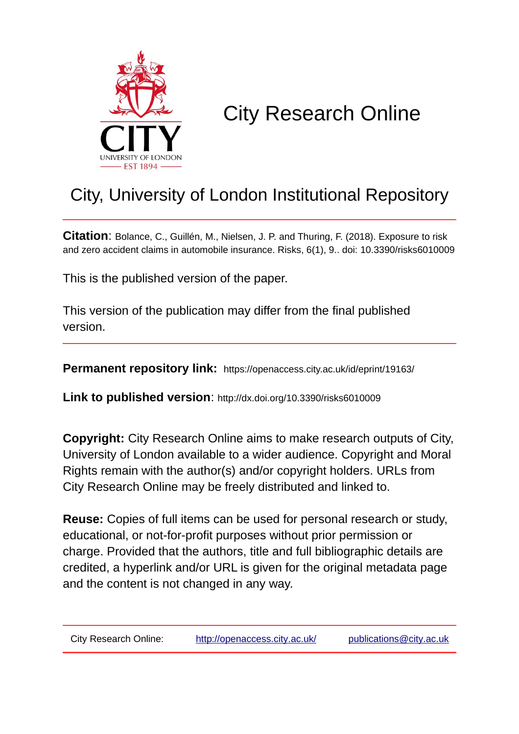# City Research Online

## City, University of London Institutional Repository

**Citation**: Bolance, C., Guillén, M., Nielsen, J. P. and Thuring, F. (2018). Exposure to risk and zero accident claims in automobile insurance. Risks, 6(1), 9.. doi: 10.3390/risks6010009

This is the published version of the paper.

This version of the publication may differ from the final published version.

**Permanent repository link:** https://openaccess.city.ac.uk/id/eprint/19163/

**Link to published version**: http://dx.doi.org/10.3390/risks6010009

**Copyright:** City Research Online aims to make research outputs of City, University of London available to a wider audience. Copyright and Moral Rights remain with the author(s) and/or copyright holders. URLs from City Research Online may be freely distributed and linked to.

**Reuse:** Copies of full items can be used for personal research or study, educational, or not-for-profit purposes without prior permission or charge. Provided that the authors, title and full bibliographic details are credited, a hyperlink and/or URL is given for the original metadata page and the content is not changed in any way.

City Research Online: http://openaccess.city.ac.uk/ publications@city.ac.uk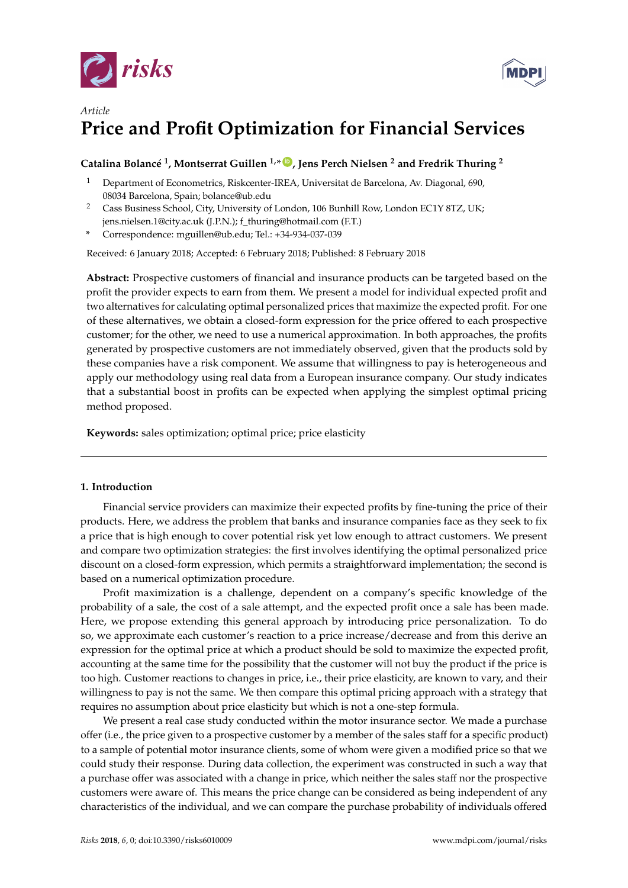Article

# Price and Profit Optimization for Financial Services

**Catalina Bolancé [1], Montserrat Guillen [1,*], Jens Perch Nielsen [2] and Fredrik Thuring [2]**

[1] Department of Econometrics, Riskcenter-IREA, Universitat de Barcelona, Av. Diagonal, 690, 08034 Barcelona, Spain; bolance@ub.edu

[2] Cass Business School, City, University of London, 106 Bunhill Row, London EC1Y 8TZ, UK; jens.nielsen.1@city.ac.uk (J.P.N.); f_thuring@hotmail.com (F.T.)

\* Correspondence: mguillen@ub.edu; Tel.: +34-934-037-039

Received: 6 January 2018; Accepted: 6 February 2018; Published: 8 February 2018

**Abstract:** Prospective customers of financial and insurance products can be targeted based on the profit the provider expects to earn from them. We present a model for individual expected profit and two alternatives for calculating optimal personalized prices that maximize the expected profit. For one of these alternatives, we obtain a closed-form expression for the price offered to each prospective customer; for the other, we need to use a numerical approximation. In both approaches, the profits generated by prospective customers are not immediately observed, given that the products sold by these companies have a risk component. We assume that willingness to pay is heterogeneous and apply our methodology using real data from a European insurance company. Our study indicates that a substantial boost in profits can be expected when applying the simplest optimal pricing method proposed.

**Keywords:** sales optimization; optimal price; price elasticity

## 1. Introduction

Financial service providers can maximize their expected profits by fine-tuning the price of their products. Here, we address the problem that banks and insurance companies face as they seek to fix a price that is high enough to cover potential risk yet low enough to attract customers. We present and compare two optimization strategies: the first involves identifying the optimal personalized price discount on a closed-form expression, which permits a straightforward implementation; the second is based on a numerical optimization procedure.

Profit maximization is a challenge, dependent on a company's specific knowledge of the probability of a sale, the cost of a sale attempt, and the expected profit once a sale has been made. Here, we propose extending this general approach by introducing price personalization. To do so, we approximate each customer's reaction to a price increase/decrease and from this derive an expression for the optimal price at which a product should be sold to maximize the expected profit, accounting at the same time for the possibility that the customer will not buy the product if the price is too high. Customer reactions to changes in price, i.e., their price elasticity, are known to vary, and their willingness to pay is not the same. We then compare this optimal pricing approach with a strategy that requires no assumption about price elasticity but which is not a one-step formula.

We present a real case study conducted within the motor insurance sector. We made a purchase offer (i.e., the price given to a prospective customer by a member of the sales staff for a specific product) to a sample of potential motor insurance clients, some of whom were given a modified price so that we could study their response. During data collection, the experiment was constructed in such a way that a purchase offer was associated with a change in price, which neither the sales staff nor the prospective customers were aware of. This means the price change can be considered as being independent of any characteristics of the individual, and we can compare the purchase probability of individuals offered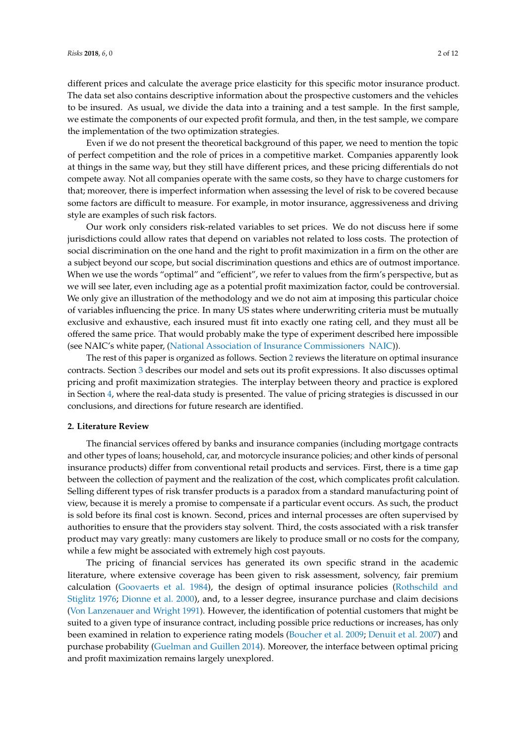different prices and calculate the average price elasticity for this specific motor insurance product. The data set also contains descriptive information about the prospective customers and the vehicles to be insured. As usual, we divide the data into a training and a test sample. In the first sample, we estimate the components of our expected profit formula, and then, in the test sample, we compare the implementation of the two optimization strategies.

Even if we do not present the theoretical background of this paper, we need to mention the topic of perfect competition and the role of prices in a competitive market. Companies apparently look at things in the same way, but they still have different prices, and these pricing differentials do not compete away. Not all companies operate with the same costs, so they have to charge customers for that; moreover, there is imperfect information when assessing the level of risk to be covered because some factors are difficult to measure. For example, in motor insurance, aggressiveness and driving style are examples of such risk factors.

Our work only considers risk-related variables to set prices. We do not discuss here if some jurisdictions could allow rates that depend on variables not related to loss costs. The protection of social discrimination on the one hand and the right to profit maximization in a firm on the other are a subject beyond our scope, but social discrimination questions and ethics are of outmost importance. When we use the words "optimal" and "efficient", we refer to values from the firm's perspective, but as we will see later, even including age as a potential profit maximization factor, could be controversial. We only give an illustration of the methodology and we do not aim at imposing this particular choice of variables influencing the price. In many US states where underwriting criteria must be mutually exclusive and exhaustive, each insured must fit into exactly one rating cell, and they must all be offered the same price. That would probably make the type of experiment described here impossible (see NAIC's white paper, (National Association of Insurance Commissioners NAIC)).

The rest of this paper is organized as follows. Section 2 reviews the literature on optimal insurance contracts. Section 3 describes our model and sets out its profit expressions. It also discusses optimal pricing and profit maximization strategies. The interplay between theory and practice is explored in Section 4, where the real-data study is presented. The value of pricing strategies is discussed in our conclusions, and directions for future research are identified.

## 2. Literature Review

The financial services offered by banks and insurance companies (including mortgage contracts and other types of loans; household, car, and motorcycle insurance policies; and other kinds of personal insurance products) differ from conventional retail products and services. First, there is a time gap between the collection of payment and the realization of the cost, which complicates profit calculation. Selling different types of risk transfer products is a paradox from a standard manufacturing point of view, because it is merely a promise to compensate if a particular event occurs. As such, the product is sold before its final cost is known. Second, prices and internal processes are often supervised by authorities to ensure that the providers stay solvent. Third, the costs associated with a risk transfer product may vary greatly: many customers are likely to produce small or no costs for the company, while a few might be associated with extremely high cost payouts.

The pricing of financial services has generated its own specific strand in the academic literature, where extensive coverage has been given to risk assessment, solvency, fair premium calculation (Goovaerts et al. 1984), the design of optimal insurance policies (Rothschild and Stiglitz 1976; Dionne et al. 2000), and, to a lesser degree, insurance purchase and claim decisions (Von Lanzenauer and Wright 1991). However, the identification of potential customers that might be suited to a given type of insurance contract, including possible price reductions or increases, has only been examined in relation to experience rating models (Boucher et al. 2009; Denuit et al. 2007) and purchase probability (Guelman and Guillen 2014). Moreover, the interface between optimal pricing and profit maximization remains largely unexplored.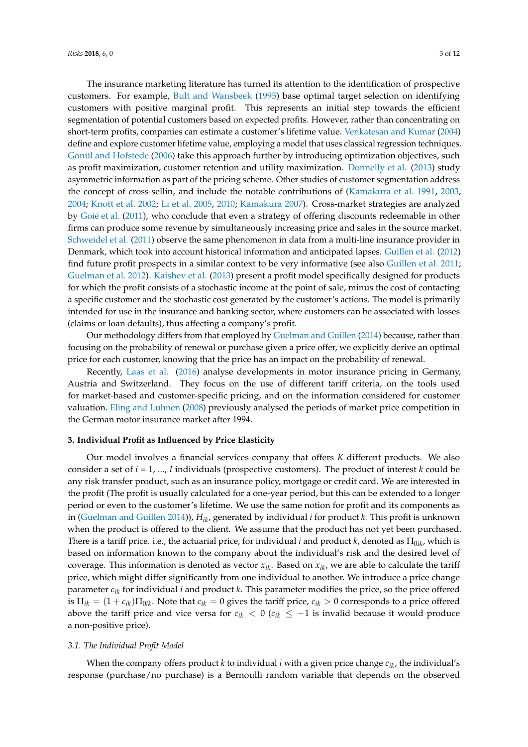The insurance marketing literature has turned its attention to the identification of prospective customers. For example, Bult and Wansbeek (1995) base optimal target selection on identifying customers with positive marginal profit. This represents an initial step towards the efficient segmentation of potential customers based on expected profits. However, rather than concentrating on short-term profits, companies can estimate a customer's lifetime value. Venkatesan and Kumar (2004) define and explore customer lifetime value, employing a model that uses classical regression techniques. Gönül and Hofstede (2006) take this approach further by introducing optimization objectives, such as profit maximization, customer retention and utility maximization. Donnelly et al. (2013) study asymmetric information as part of the pricing scheme. Other studies of customer segmentation address the concept of cross-sellin, and include the notable contributions of (Kamakura et al. 1991, 2003, 2004; Knott et al. 2002; Li et al. 2005, 2010; Kamakura 2007). Cross-market strategies are analyzed by Goié et al. (2011), who conclude that even a strategy of offering discounts redeemable in other firms can produce some revenue by simultaneously increasing price and sales in the source market. Schweidel et al. (2011) observe the same phenomenon in data from a multi-line insurance provider in Denmark, which took into account historical information and anticipated lapses. Guillen et al. (2012) find future profit prospects in a similar context to be very informative (see also Guillen et al. 2011; Guelman et al. 2012). Kaishev et al. (2013) present a profit model specifically designed for products for which the profit consists of a stochastic income at the point of sale, minus the cost of contacting a specific customer and the stochastic cost generated by the customer's actions. The model is primarily intended for use in the insurance and banking sector, where customers can be associated with losses (claims or loan defaults), thus affecting a company's profit.

Our methodology differs from that employed by Guelman and Guillen (2014) because, rather than focusing on the probability of renewal or purchase given a price offer, we explicitly derive an optimal price for each customer, knowing that the price has an impact on the probability of renewal.

Recently, Laas et al. (2016) analyse developments in motor insurance pricing in Germany, Austria and Switzerland. They focus on the use of different tariff criteria, on the tools used for market-based and customer-specific pricing, and on the information considered for customer valuation. Eling and Luhnen (2008) previously analysed the periods of market price competition in the German motor insurance market after 1994.

## 3. Individual Profit as Influenced by Price Elasticity

Our model involves a financial services company that offers $K$ different products. We also consider a set of $i = 1, ..., I$ individuals (prospective customers). The product of interest $k$ could be any risk transfer product, such as an insurance policy, mortgage or credit card. We are interested in the profit (The profit is usually calculated for a one-year period, but this can be extended to a longer period or even to the customer's lifetime. We use the same notion for profit and its components as in (Guelman and Guillen 2014)), $H_{ik}$, generated by individual $i$ for product $k$. This profit is unknown when the product is offered to the client. We assume that the product has not yet been purchased. There is a tariff price. i.e., the actuarial price, for individual $i$ and product $k$, denoted as $\Pi_{0ik}$, which is based on information known to the company about the individual's risk and the desired level of coverage. This information is denoted as vector $x_{ik}$. Based on $x_{ik}$, we are able to calculate the tariff price, which might differ significantly from one individual to another. We introduce a price change parameter $c_{ik}$ for individual $i$ and product $k$. This parameter modifies the price, so the price offered is $\Pi_{ik} = (1 + c_{ik})\Pi_{0ik}$. Note that $c_{ik} = 0$ gives the tariff price, $c_{ik} > 0$ corresponds to a price offered above the tariff price and vice versa for $c_{ik} < 0$ ($c_{ik} \leq -1$ is invalid because it would produce a non-positive price).

### 3.1. The Individual Profit Model

When the company offers product $k$ to individual $i$ with a given price change $c_{ik}$, the individual's response (purchase/no purchase) is a Bernoulli random variable that depends on the observed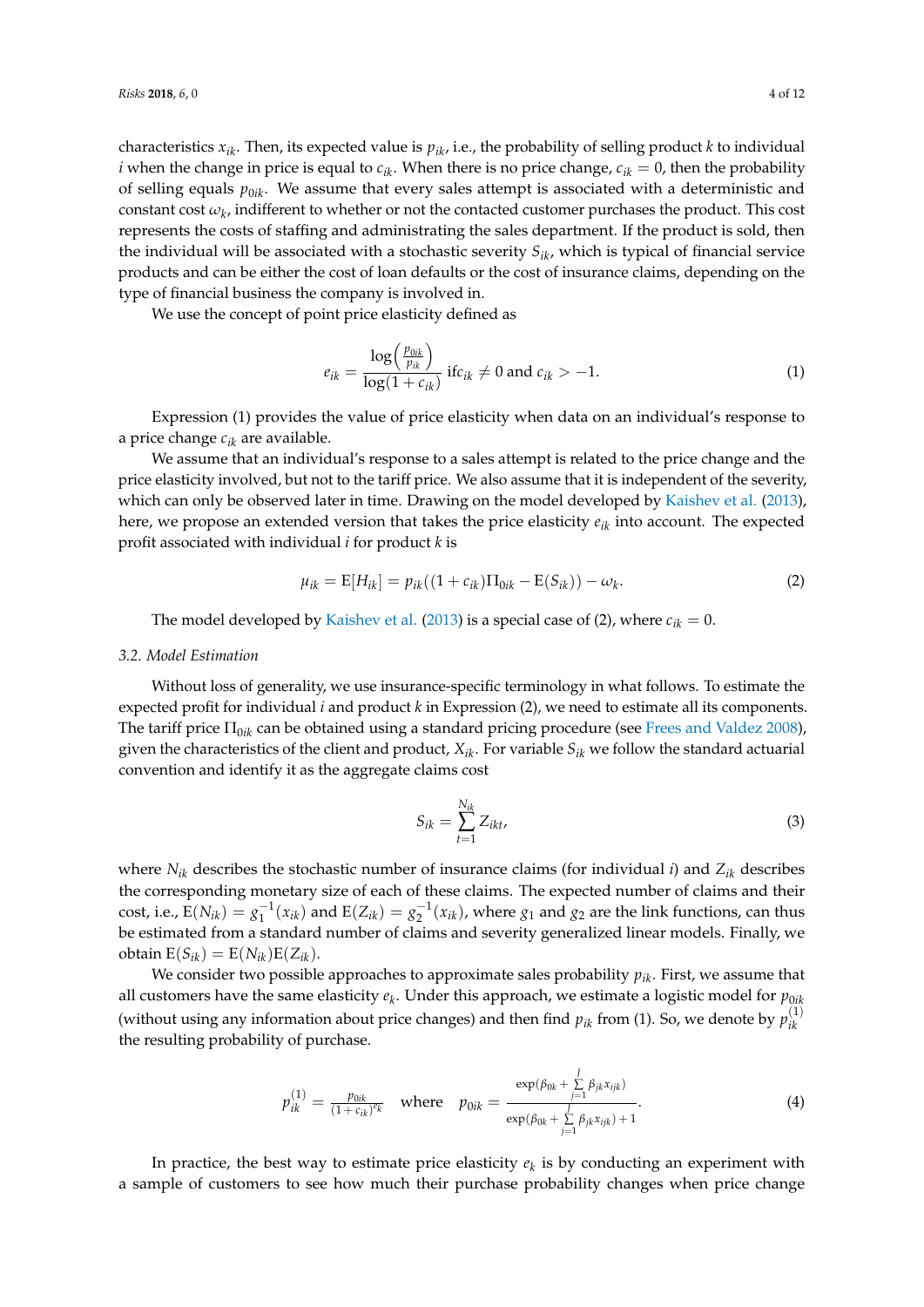characteristics $x_{ik}$. Then, its expected value is $p_{ik}$, i.e., the probability of selling product $k$ to individual $i$ when the change in price is equal to $c_{ik}$. When there is no price change, $c_{ik} = 0$, then the probability of selling equals $p_{0ik}$. We assume that every sales attempt is associated with a deterministic and constant cost $\omega_k$, indifferent to whether or not the contacted customer purchases the product. This cost represents the costs of staffing and administrating the sales department. If the product is sold, then the individual will be associated with a stochastic severity $S_{ik}$, which is typical of financial service products and can be either the cost of loan defaults or the cost of insurance claims, depending on the type of financial business the company is involved in.

We use the concept of point price elasticity defined as

$$e_{ik} = \frac{\log\left(\frac{p_{0ik}}{p_{ik}}\right)}{\log(1 + c_{ik})} \text{ if} c_{ik} \neq 0 \text{ and } c_{ik} > -1. \tag{1}$$

Expression (1) provides the value of price elasticity when data on an individual's response to a price change $c_{ik}$ are available.

We assume that an individual's response to a sales attempt is related to the price change and the price elasticity involved, but not to the tariff price. We also assume that it is independent of the severity, which can only be observed later in time. Drawing on the model developed by Kaishev et al. (2013), here, we propose an extended version that takes the price elasticity $e_{ik}$ into account. The expected profit associated with individual $i$ for product $k$ is

$$\mu_{ik} = \mathrm{E}[H_{ik}] = p_{ik}((1 + c_{ik})\Pi_{0ik} - \mathrm{E}(S_{ik})) - \omega_k. \tag{2}$$

The model developed by Kaishev et al. (2013) is a special case of (2), where $c_{ik} = 0$.

### 3.2. Model Estimation

Without loss of generality, we use insurance-specific terminology in what follows. To estimate the expected profit for individual $i$ and product $k$ in Expression (2), we need to estimate all its components. The tariff price $\Pi_{0ik}$ can be obtained using a standard pricing procedure (see Frees and Valdez 2008), given the characteristics of the client and product, $X_{ik}$. For variable $S_{ik}$ we follow the standard actuarial convention and identify it as the aggregate claims cost

$$S_{ik} = \sum_{t=1}^{N_{ik}} Z_{ikt}, \tag{3}$$

where $N_{ik}$ describes the stochastic number of insurance claims (for individual $i$) and $Z_{ik}$ describes the corresponding monetary size of each of these claims. The expected number of claims and their cost, i.e., $\mathrm{E}(N_{ik}) = g_1^{-1}(x_{ik})$ and $\mathrm{E}(Z_{ik}) = g_2^{-1}(x_{ik})$, where $g_1$ and $g_2$ are the link functions, can thus be estimated from a standard number of claims and severity generalized linear models. Finally, we obtain $\mathrm{E}(S_{ik}) = \mathrm{E}(N_{ik})\mathrm{E}(Z_{ik})$.

We consider two possible approaches to approximate sales probability $p_{ik}$. First, we assume that all customers have the same elasticity $e_k$. Under this approach, we estimate a logistic model for $p_{0ik}$ (without using any information about price changes) and then find $p_{ik}$ from (1). So, we denote by $p_{ik}^{(1)}$ the resulting probability of purchase.

$$p_{ik}^{(1)} = \frac{p_{0ik}}{(1 + c_{ik})^{e_k}} \quad \text{where} \quad p_{0ik} = \frac{\exp(\beta_{0k} + \sum_{j=1}^{J} \beta_{jk} x_{ijk})}{\exp(\beta_{0k} + \sum_{j=1}^{J} \beta_{jk} x_{ijk}) + 1}. \tag{4}$$

In practice, the best way to estimate price elasticity $e_k$ is by conducting an experiment with a sample of customers to see how much their purchase probability changes when price change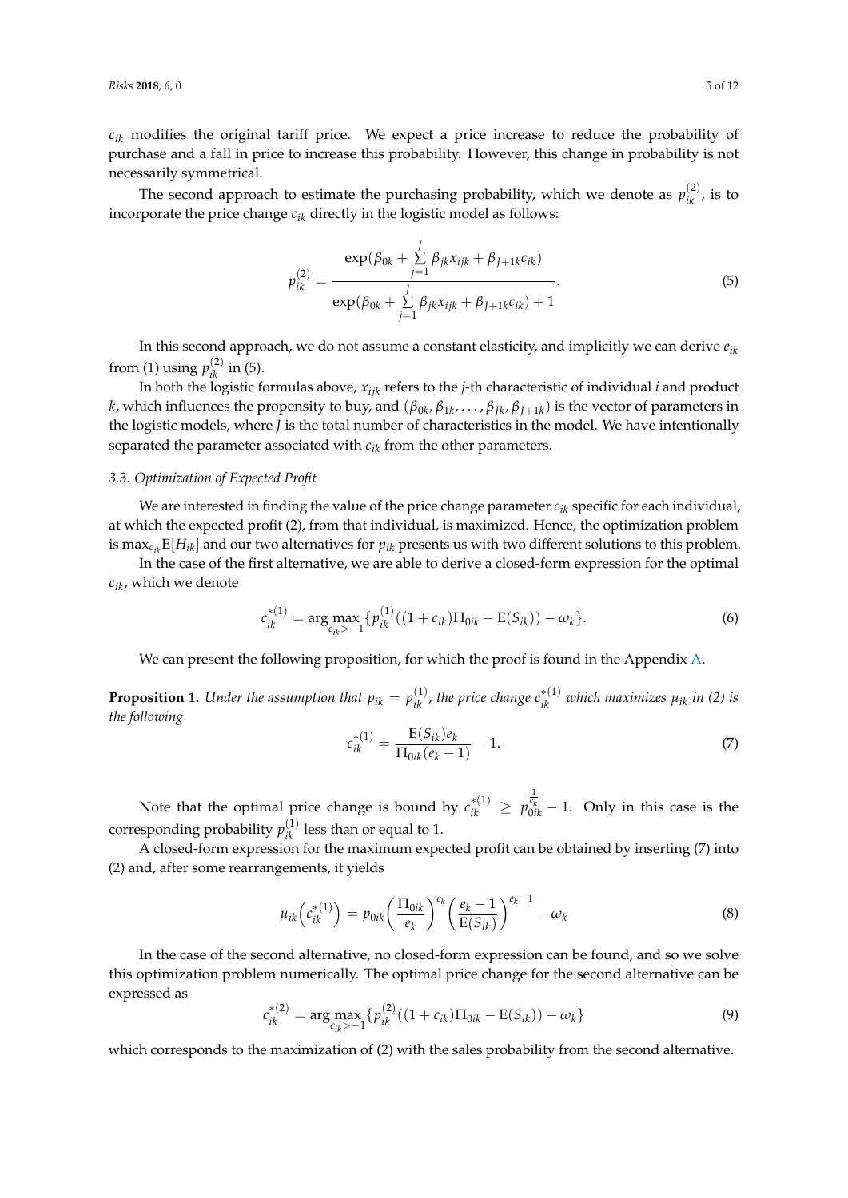$c_{ik}$ modifies the original tariff price. We expect a price increase to reduce the probability of purchase and a fall in price to increase this probability. However, this change in probability is not necessarily symmetrical.

The second approach to estimate the purchasing probability, which we denote as $p_{ik}^{(2)}$, is to incorporate the price change $c_{ik}$ directly in the logistic model as follows:

$$p_{ik}^{(2)} = \frac{\exp(\beta_{0k} + \sum_{j=1}^{J} \beta_{jk} x_{ijk} + \beta_{J+1k} c_{ik})}{\exp(\beta_{0k} + \sum_{j=1}^{J} \beta_{jk} x_{ijk} + \beta_{J+1k} c_{ik}) + 1}. \tag{5}$$

In this second approach, we do not assume a constant elasticity, and implicitly we can derive $e_{ik}$ from (1) using $p_{ik}^{(2)}$ in (5).

In both the logistic formulas above, $x_{ijk}$ refers to the $j$-th characteristic of individual $i$ and product $k$, which influences the propensity to buy, and $(\beta_{0k}, \beta_{1k}, \ldots, \beta_{Jk}, \beta_{J+1k})$ is the vector of parameters in the logistic models, where $J$ is the total number of characteristics in the model. We have intentionally separated the parameter associated with $c_{ik}$ from the other parameters.

### 3.3. Optimization of Expected Profit

We are interested in finding the value of the price change parameter $c_{ik}$ specific for each individual, at which the expected profit (2), from that individual, is maximized. Hence, the optimization problem is $\max_{c_{ik}} \mathrm{E}[H_{ik}]$ and our two alternatives for $p_{ik}$ presents us with two different solutions to this problem.

In the case of the first alternative, we are able to derive a closed-form expression for the optimal $c_{ik}$, which we denote

$$c_{ik}^{*(1)} = \arg\max_{c_{ik} > -1} \{ p_{ik}^{(1)} ((1 + c_{ik}) \Pi_{0ik} - \mathrm{E}(S_{ik})) - \omega_k \}. \tag{6}$$

We can present the following proposition, for which the proof is found in the Appendix A.

**Proposition 1.** *Under the assumption that $p_{ik} = p_{ik}^{(1)}$, the price change $c_{ik}^{*(1)}$ which maximizes $\mu_{ik}$ in (2) is the following*

$$c_{ik}^{*(1)} = \frac{\mathrm{E}(S_{ik}) e_k}{\Pi_{0ik}(e_k - 1)} - 1. \tag{7}$$

Note that the optimal price change is bound by $c_{ik}^{*(1)} \geq p_{0ik}^{\frac{1}{e_k}} - 1$. Only in this case is the corresponding probability $p_{ik}^{(1)}$ less than or equal to 1.

A closed-form expression for the maximum expected profit can be obtained by inserting (7) into (2) and, after some rearrangements, it yields

$$\mu_{ik}\left(c_{ik}^{*(1)}\right) = p_{0ik} \left( \frac{\Pi_{0ik}}{e_k} \right)^{e_k} \left( \frac{e_k - 1}{\mathrm{E}(S_{ik})} \right)^{e_k - 1} - \omega_k \tag{8}$$

In the case of the second alternative, no closed-form expression can be found, and so we solve this optimization problem numerically. The optimal price change for the second alternative can be expressed as

$$c_{ik}^{*(2)} = \arg\max_{c_{ik} > -1} \{ p_{ik}^{(2)} ((1 + c_{ik}) \Pi_{0ik} - \mathrm{E}(S_{ik})) - \omega_k \} \tag{9}$$

which corresponds to the maximization of (2) with the sales probability from the second alternative.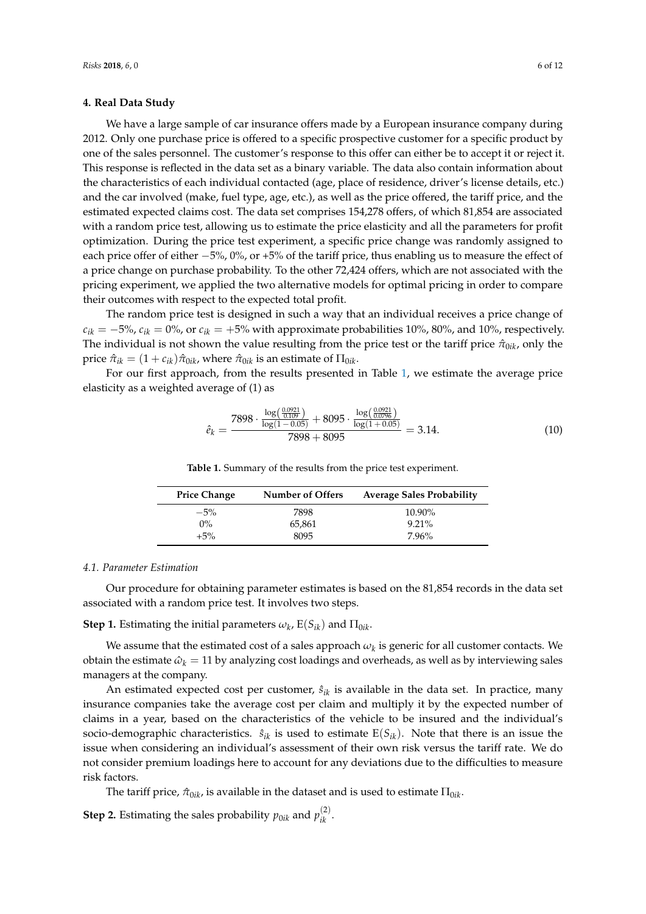## 4. Real Data Study

We have a large sample of car insurance offers made by a European insurance company during 2012. Only one purchase price is offered to a specific prospective customer for a specific product by one of the sales personnel. The customer's response to this offer can either be to accept it or reject it. This response is reflected in the data set as a binary variable. The data also contain information about the characteristics of each individual contacted (age, place of residence, driver's license details, etc.) and the car involved (make, fuel type, age, etc.), as well as the price offered, the tariff price, and the estimated expected claims cost. The data set comprises 154,278 offers, of which 81,854 are associated with a random price test, allowing us to estimate the price elasticity and all the parameters for profit optimization. During the price test experiment, a specific price change was randomly assigned to each price offer of either −5%, 0%, or +5% of the tariff price, thus enabling us to measure the effect of a price change on purchase probability. To the other 72,424 offers, which are not associated with the pricing experiment, we applied the two alternative models for optimal pricing in order to compare their outcomes with respect to the expected total profit.

The random price test is designed in such a way that an individual receives a price change of $c_{ik} = -5\%$, $c_{ik} = 0\%$, or $c_{ik} = +5\%$ with approximate probabilities 10%, 80%, and 10%, respectively. The individual is not shown the value resulting from the price test or the tariff price $\hat{\pi}_{0ik}$, only the price $\hat{\pi}_{ik} = (1 + c_{ik})\hat{\pi}_{0ik}$, where $\hat{\pi}_{0ik}$ is an estimate of $\Pi_{0ik}$.

For our first approach, from the results presented in Table 1, we estimate the average price elasticity as a weighted average of (1) as

$$\hat{e}_k = \frac{7898 \cdot \frac{\log\left(\frac{0.0921}{0.109}\right)}{\log(1-0.05)} + 8095 \cdot \frac{\log\left(\frac{0.0921}{0.0796}\right)}{\log(1+0.05)}}{7898 + 8095} = 3.14. \tag{10}$$

**Table 1.** Summary of the results from the price test experiment.

| Price Change | Number of Offers | Average Sales Probability |
|---|---|---|
| −5% | 7898 | 10.90% |
| 0% | 65,861 | 9.21% |
| +5% | 8095 | 7.96% |

### 4.1. Parameter Estimation

Our procedure for obtaining parameter estimates is based on the 81,854 records in the data set associated with a random price test. It involves two steps.

**Step 1.** Estimating the initial parameters $\omega_k$, $\mathrm{E}(S_{ik})$ and $\Pi_{0ik}$.

We assume that the estimated cost of a sales approach $\omega_k$ is generic for all customer contacts. We obtain the estimate $\hat{\omega}_k = 11$ by analyzing cost loadings and overheads, as well as by interviewing sales managers at the company.

An estimated expected cost per customer, $\hat{s}_{ik}$ is available in the data set. In practice, many insurance companies take the average cost per claim and multiply it by the expected number of claims in a year, based on the characteristics of the vehicle to be insured and the individual's socio-demographic characteristics. $\hat{s}_{ik}$ is used to estimate $\mathrm{E}(S_{ik})$. Note that there is an issue the issue when considering an individual's assessment of their own risk versus the tariff rate. We do not consider premium loadings here to account for any deviations due to the difficulties to measure risk factors.

The tariff price, $\hat{\pi}_{0ik}$, is available in the dataset and is used to estimate $\Pi_{0ik}$.

**Step 2.** Estimating the sales probability $p_{0ik}$ and $p_{ik}^{(2)}$.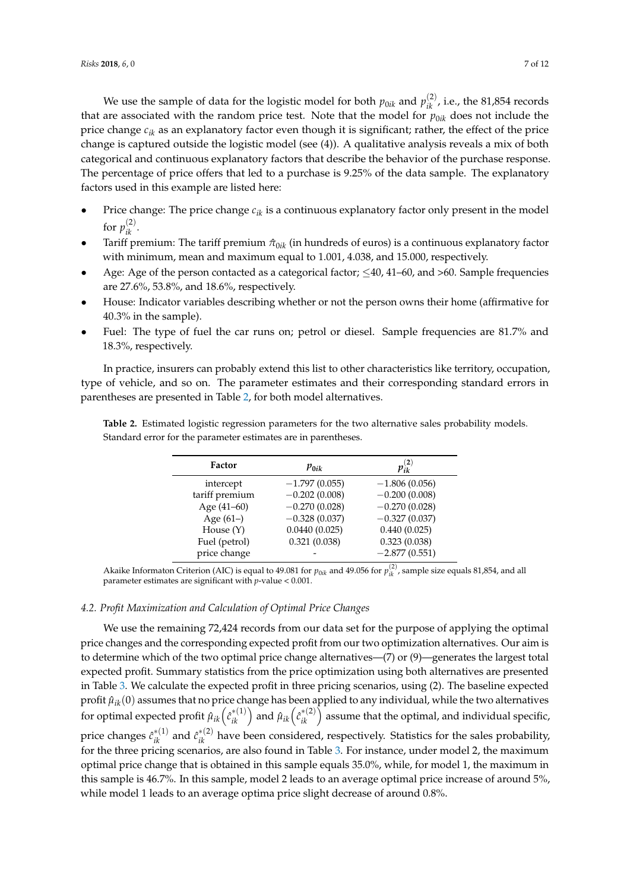We use the sample of data for the logistic model for both $p_{0ik}$ and $p_{ik}^{(2)}$, i.e., the 81,854 records that are associated with the random price test. Note that the model for $p_{0ik}$ does not include the price change $c_{ik}$ as an explanatory factor even though it is significant; rather, the effect of the price change is captured outside the logistic model (see (4)). A qualitative analysis reveals a mix of both categorical and continuous explanatory factors that describe the behavior of the purchase response. The percentage of price offers that led to a purchase is 9.25% of the data sample. The explanatory factors used in this example are listed here:

- Price change: The price change $c_{ik}$ is a continuous explanatory factor only present in the model for $p_{ik}^{(2)}$.
- Tariff premium: The tariff premium $\hat{\pi}_{0ik}$ (in hundreds of euros) is a continuous explanatory factor with minimum, mean and maximum equal to 1.001, 4.038, and 15.000, respectively.
- Age: Age of the person contacted as a categorical factor; ≤40, 41–60, and >60. Sample frequencies are 27.6%, 53.8%, and 18.6%, respectively.
- House: Indicator variables describing whether or not the person owns their home (affirmative for 40.3% in the sample).
- Fuel: The type of fuel the car runs on; petrol or diesel. Sample frequencies are 81.7% and 18.3%, respectively.

In practice, insurers can probably extend this list to other characteristics like territory, occupation, type of vehicle, and so on. The parameter estimates and their corresponding standard errors in parentheses are presented in Table 2, for both model alternatives.

**Table 2.** Estimated logistic regression parameters for the two alternative sales probability models. Standard error for the parameter estimates are in parentheses.

| Factor | $p_{0ik}$ | $p_{ik}^{(2)}$ |
|---|---|---|
| intercept | −1.797 (0.055) | −1.806 (0.056) |
| tariff premium | −0.202 (0.008) | −0.200 (0.008) |
| Age (41–60) | −0.270 (0.028) | −0.270 (0.028) |
| Age (61–) | −0.328 (0.037) | −0.327 (0.037) |
| House (Y) | 0.0440 (0.025) | 0.440 (0.025) |
| Fuel (petrol) | 0.321 (0.038) | 0.323 (0.038) |
| price change | - | −2.877 (0.551) |

Akaike Informaton Criterion (AIC) is equal to 49.081 for $p_{0ik}$ and 49.056 for $p_{ik}^{(2)}$, sample size equals 81,854, and all parameter estimates are significant with $p$-value < 0.001.

### 4.2. Profit Maximization and Calculation of Optimal Price Changes

We use the remaining 72,424 records from our data set for the purpose of applying the optimal price changes and the corresponding expected profit from our two optimization alternatives. Our aim is to determine which of the two optimal price change alternatives—(7) or (9)—generates the largest total expected profit. Summary statistics from the price optimization using both alternatives are presented in Table 3. We calculate the expected profit in three pricing scenarios, using (2). The baseline expected profit $\hat{\mu}_{ik}(0)$ assumes that no price change has been applied to any individual, while the two alternatives for optimal expected profit $\hat{\mu}_{ik}\left(\hat{c}_{ik}^{*(1)}\right)$ and $\hat{\mu}_{ik}\left(\hat{c}_{ik}^{*(2)}\right)$ assume that the optimal, and individual specific, price changes $\hat{c}_{ik}^{*(1)}$ and $\hat{c}_{ik}^{*(2)}$ have been considered, respectively. Statistics for the sales probability, for the three pricing scenarios, are also found in Table 3. For instance, under model 2, the maximum optimal price change that is obtained in this sample equals 35.0%, while, for model 1, the maximum in this sample is 46.7%. In this sample, model 2 leads to an average optimal price increase of around 5%, while model 1 leads to an average optima price slight decrease of around 0.8%.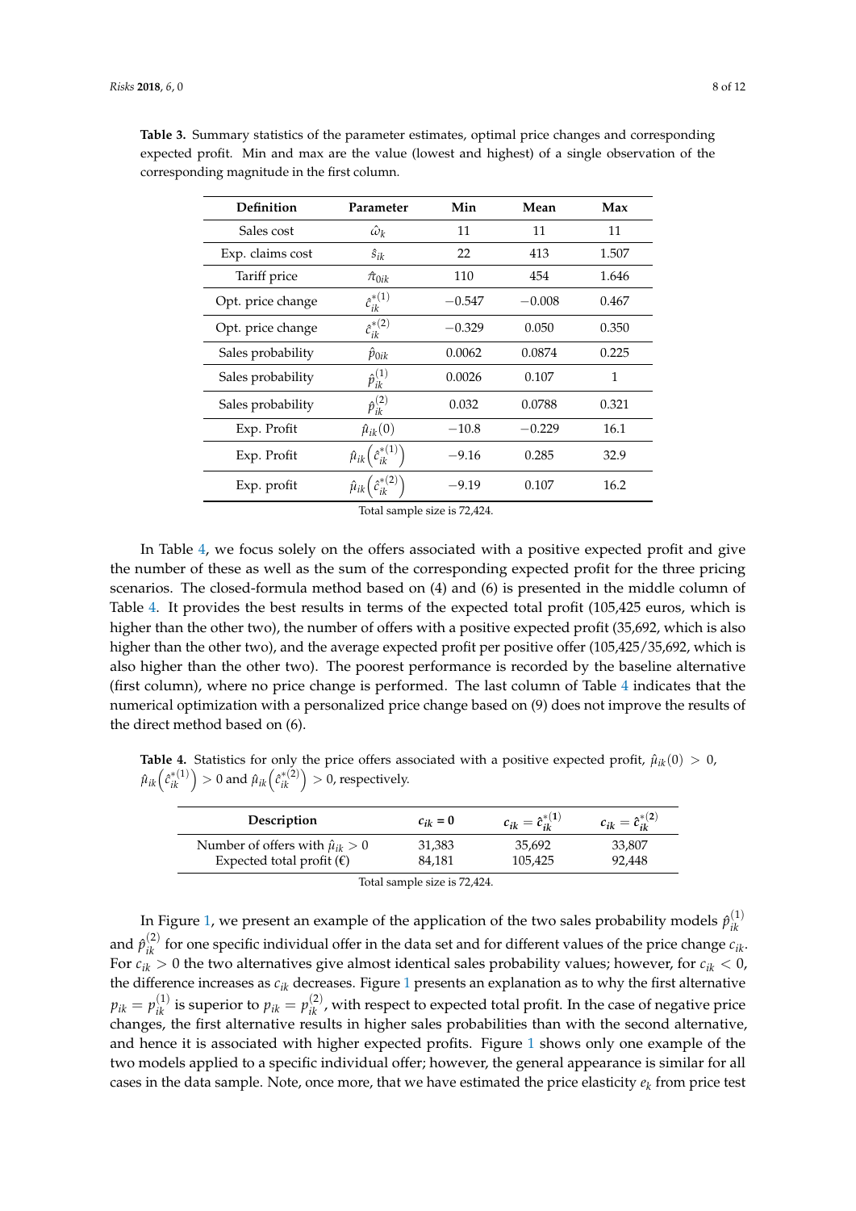**Table 3.** Summary statistics of the parameter estimates, optimal price changes and corresponding expected profit. Min and max are the value (lowest and highest) of a single observation of the corresponding magnitude in the first column.

| Definition | Parameter | Min | Mean | Max |
|---|---|---|---|---|
| Sales cost | $\hat{\omega}_k$ | 11 | 11 | 11 |
| Exp. claims cost | $\hat{s}_{ik}$ | 22 | 413 | 1.507 |
| Tariff price | $\hat{\pi}_{0ik}$ | 110 | 454 | 1.646 |
| Opt. price change | $\hat{c}_{ik}^{*(1)}$ | −0.547 | −0.008 | 0.467 |
| Opt. price change | $\hat{c}_{ik}^{*(2)}$ | −0.329 | 0.050 | 0.350 |
| Sales probability | $\hat{p}_{0ik}$ | 0.0062 | 0.0874 | 0.225 |
| Sales probability | $\hat{p}_{ik}^{(1)}$ | 0.0026 | 0.107 | 1 |
| Sales probability | $\hat{p}_{ik}^{(2)}$ | 0.032 | 0.0788 | 0.321 |
| Exp. Profit | $\hat{\mu}_{ik}(0)$ | −10.8 | −0.229 | 16.1 |
| Exp. Profit | $\hat{\mu}_{ik}\left(\hat{c}_{ik}^{*(1)}\right)$ | −9.16 | 0.285 | 32.9 |
| Exp. profit | $\hat{\mu}_{ik}\left(\hat{c}_{ik}^{*(2)}\right)$ | −9.19 | 0.107 | 16.2 |

Total sample size is 72,424.

In Table 4, we focus solely on the offers associated with a positive expected profit and give the number of these as well as the sum of the corresponding expected profit for the three pricing scenarios. The closed-formula method based on (4) and (6) is presented in the middle column of Table 4. It provides the best results in terms of the expected total profit (105,425 euros, which is higher than the other two), the number of offers with a positive expected profit (35,692, which is also higher than the other two), and the average expected profit per positive offer (105,425/35,692, which is also higher than the other two). The poorest performance is recorded by the baseline alternative (first column), where no price change is performed. The last column of Table 4 indicates that the numerical optimization with a personalized price change based on (9) does not improve the results of the direct method based on (6).

**Table 4.** Statistics for only the price offers associated with a positive expected profit, $\hat{\mu}_{ik}(0) > 0$, $\hat{\mu}_{ik}\left(\hat{c}_{ik}^{*(1)}\right) > 0$ and $\hat{\mu}_{ik}\left(\hat{c}_{ik}^{*(2)}\right) > 0$, respectively.

| Description | $c_{ik} = 0$ | $c_{ik} = \hat{c}_{ik}^{*(1)}$ | $c_{ik} = \hat{c}_{ik}^{*(2)}$ |
|---|---|---|---|
| Number of offers with $\hat{\mu}_{ik} > 0$ | 31,383 | 35,692 | 33,807 |
| Expected total profit (€) | 84,181 | 105,425 | 92,448 |

Total sample size is 72,424.

In Figure 1, we present an example of the application of the two sales probability models $\hat{p}_{ik}^{(1)}$ and $\hat{p}_{ik}^{(2)}$ for one specific individual offer in the data set and for different values of the price change $c_{ik}$. For $c_{ik} > 0$ the two alternatives give almost identical sales probability values; however, for $c_{ik} < 0$, the difference increases as $c_{ik}$ decreases. Figure 1 presents an explanation as to why the first alternative $p_{ik} = p_{ik}^{(1)}$ is superior to $p_{ik} = p_{ik}^{(2)}$, with respect to expected total profit. In the case of negative price changes, the first alternative results in higher sales probabilities than with the second alternative, and hence it is associated with higher expected profits. Figure 1 shows only one example of the two models applied to a specific individual offer; however, the general appearance is similar for all cases in the data sample. Note, once more, that we have estimated the price elasticity $e_k$ from price test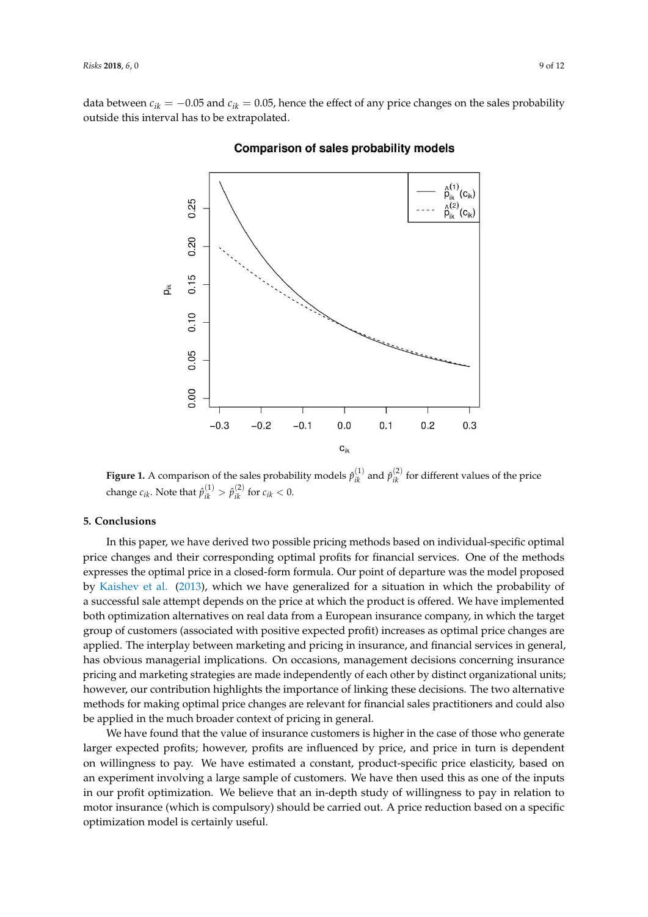data between $c_{ik} = -0.05$ and $c_{ik} = 0.05$, hence the effect of any price changes on the sales probability outside this interval has to be extrapolated.

**Figure 1.** A comparison of the sales probability models $\hat{p}_{ik}^{(1)}$ and $\hat{p}_{ik}^{(2)}$ for different values of the price change $c_{ik}$. Note that $\hat{p}_{ik}^{(1)} > \hat{p}_{ik}^{(2)}$ for $c_{ik} < 0$.

## 5. Conclusions

In this paper, we have derived two possible pricing methods based on individual-specific optimal price changes and their corresponding optimal profits for financial services. One of the methods expresses the optimal price in a closed-form formula. Our point of departure was the model proposed by Kaishev et al. (2013), which we have generalized for a situation in which the probability of a successful sale attempt depends on the price at which the product is offered. We have implemented both optimization alternatives on real data from a European insurance company, in which the target group of customers (associated with positive expected profit) increases as optimal price changes are applied. The interplay between marketing and pricing in insurance, and financial services in general, has obvious managerial implications. On occasions, management decisions concerning insurance pricing and marketing strategies are made independently of each other by distinct organizational units; however, our contribution highlights the importance of linking these decisions. The two alternative methods for making optimal price changes are relevant for financial sales practitioners and could also be applied in the much broader context of pricing in general.

We have found that the value of insurance customers is higher in the case of those who generate larger expected profits; however, profits are influenced by price, and price in turn is dependent on willingness to pay. We have estimated a constant, product-specific price elasticity, based on an experiment involving a large sample of customers. We have then used this as one of the inputs in our profit optimization. We believe that an in-depth study of willingness to pay in relation to motor insurance (which is compulsory) should be carried out. A price reduction based on a specific optimization model is certainly useful.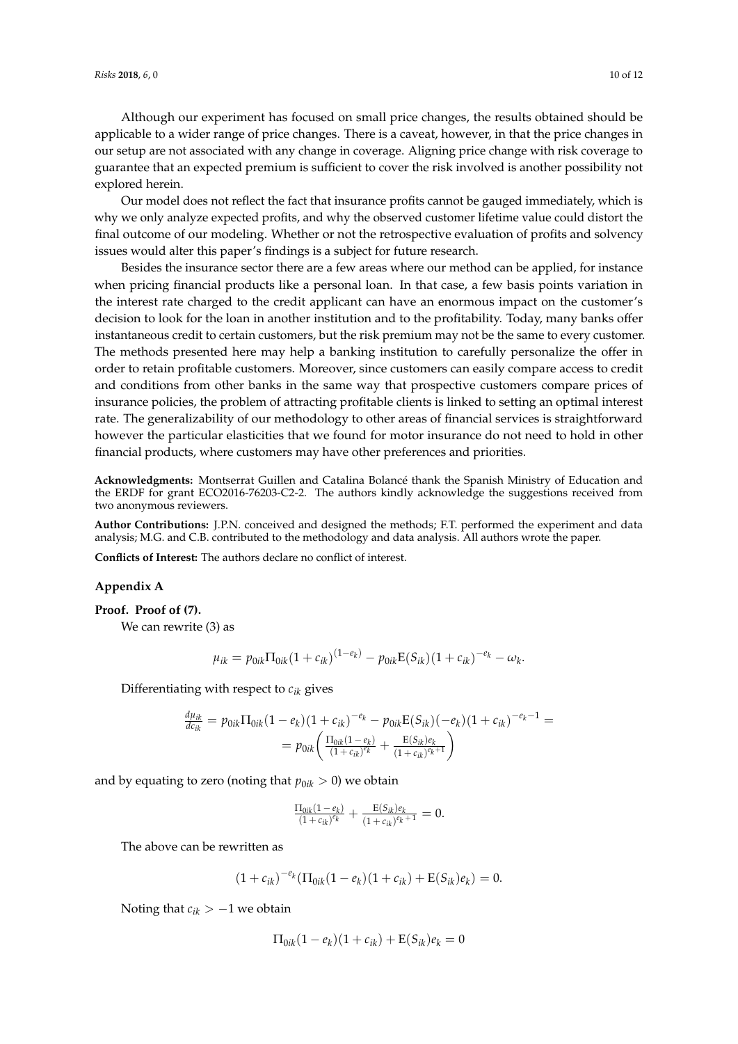Although our experiment has focused on small price changes, the results obtained should be applicable to a wider range of price changes. There is a caveat, however, in that the price changes in our setup are not associated with any change in coverage. Aligning price change with risk coverage to guarantee that an expected premium is sufficient to cover the risk involved is another possibility not explored herein.

Our model does not reflect the fact that insurance profits cannot be gauged immediately, which is why we only analyze expected profits, and why the observed customer lifetime value could distort the final outcome of our modeling. Whether or not the retrospective evaluation of profits and solvency issues would alter this paper's findings is a subject for future research.

Besides the insurance sector there are a few areas where our method can be applied, for instance when pricing financial products like a personal loan. In that case, a few basis points variation in the interest rate charged to the credit applicant can have an enormous impact on the customer's decision to look for the loan in another institution and to the profitability. Today, many banks offer instantaneous credit to certain customers, but the risk premium may not be the same to every customer. The methods presented here may help a banking institution to carefully personalize the offer in order to retain profitable customers. Moreover, since customers can easily compare access to credit and conditions from other banks in the same way that prospective customers compare prices of insurance policies, the problem of attracting profitable clients is linked to setting an optimal interest rate. The generalizability of our methodology to other areas of financial services is straightforward however the particular elasticities that we found for motor insurance do not need to hold in other financial products, where customers may have other preferences and priorities.

**Acknowledgments:** Montserrat Guillen and Catalina Bolancé thank the Spanish Ministry of Education and the ERDF for grant ECO2016-76203-C2-2. The authors kindly acknowledge the suggestions received from two anonymous reviewers.

**Author Contributions:** J.P.N. conceived and designed the methods; F.T. performed the experiment and data analysis; M.G. and C.B. contributed to the methodology and data analysis. All authors wrote the paper.

**Conflicts of Interest:** The authors declare no conflict of interest.

## Appendix A

**Proof. Proof of (7).**

We can rewrite (3) as

$$\mu_{ik} = p_{0ik}\Pi_{0ik}(1+c_{ik})^{(1-e_k)} - p_{0ik}\mathrm{E}(S_{ik})(1+c_{ik})^{-e_k} - \omega_k.$$

Differentiating with respect to $c_{ik}$ gives

$$\frac{d\mu_{ik}}{dc_{ik}} = p_{0ik}\Pi_{0ik}(1-e_k)(1+c_{ik})^{-e_k} - p_{0ik}\mathrm{E}(S_{ik})(-e_k)(1+c_{ik})^{-e_k-1} = \\ = p_{0ik}\left(\frac{\Pi_{0ik}(1-e_k)}{(1+c_{ik})^{e_k}} + \frac{\mathrm{E}(S_{ik})e_k}{(1+c_{ik})^{e_k+1}}\right)$$

and by equating to zero (noting that $p_{0ik} > 0$) we obtain

$$\frac{\Pi_{0ik}(1-e_k)}{(1+c_{ik})^{e_k}} + \frac{\mathrm{E}(S_{ik})e_k}{(1+c_{ik})^{e_k+1}} = 0.$$

The above can be rewritten as

$$(1+c_{ik})^{-e_k}(\Pi_{0ik}(1-e_k)(1+c_{ik}) + \mathrm{E}(S_{ik})e_k) = 0.$$

Noting that $c_{ik} > -1$ we obtain

$$\Pi_{0ik}(1-e_k)(1+c_{ik}) + \mathrm{E}(S_{ik})e_k = 0$$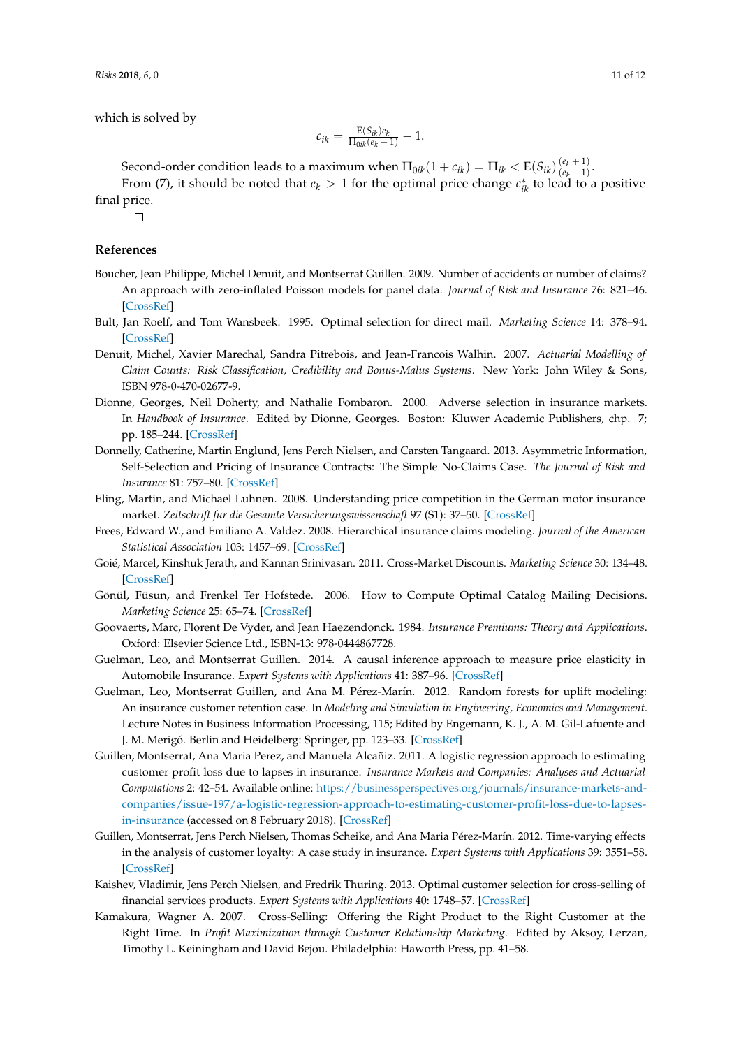which is solved by

$$c_{ik} = \frac{\mathrm{E}(S_{ik})e_k}{\Pi_{0ik}(e_k - 1)} - 1.$$

Second-order condition leads to a maximum when $\Pi_{0ik}(1 + c_{ik}) = \Pi_{ik} < \mathrm{E}(S_{ik})\frac{(e_k+1)}{(e_k-1)}$.

From (7), it should be noted that $e_k > 1$ for the optimal price change $c^*_{ik}$ to lead to a positive final price.

□

## References

Boucher, Jean Philippe, Michel Denuit, and Montserrat Guillen. 2009. Number of accidents or number of claims? An approach with zero-inflated Poisson models for panel data. *Journal of Risk and Insurance* 76: 821–46. [CrossRef]

Bult, Jan Roelf, and Tom Wansbeek. 1995. Optimal selection for direct mail. *Marketing Science* 14: 378–94. [CrossRef]

Denuit, Michel, Xavier Marechal, Sandra Pitrebois, and Jean-Francois Walhin. 2007. *Actuarial Modelling of Claim Counts: Risk Classification, Credibility and Bonus-Malus Systems*. New York: John Wiley & Sons, ISBN 978-0-470-02677-9.

Dionne, Georges, Neil Doherty, and Nathalie Fombaron. 2000. Adverse selection in insurance markets. In *Handbook of Insurance*. Edited by Dionne, Georges. Boston: Kluwer Academic Publishers, chp. 7; pp. 185–244. [CrossRef]

Donnelly, Catherine, Martin Englund, Jens Perch Nielsen, and Carsten Tangaard. 2013. Asymmetric Information, Self-Selection and Pricing of Insurance Contracts: The Simple No-Claims Case. *The Journal of Risk and Insurance* 81: 757–80. [CrossRef]

Eling, Martin, and Michael Luhnen. 2008. Understanding price competition in the German motor insurance market. *Zeitschrift fur die Gesamte Versicherungswissenschaft* 97 (S1): 37–50. [CrossRef]

Frees, Edward W., and Emiliano A. Valdez. 2008. Hierarchical insurance claims modeling. *Journal of the American Statistical Association* 103: 1457–69. [CrossRef]

Goié, Marcel, Kinshuk Jerath, and Kannan Srinivasan. 2011. Cross-Market Discounts. *Marketing Science* 30: 134–48. [CrossRef]

Gönül, Füsun, and Frenkel Ter Hofstede. 2006. How to Compute Optimal Catalog Mailing Decisions. *Marketing Science* 25: 65–74. [CrossRef]

Goovaerts, Marc, Florent De Vyder, and Jean Haezendonck. 1984. *Insurance Premiums: Theory and Applications*. Oxford: Elsevier Science Ltd., ISBN-13: 978-0444867728.

Guelman, Leo, and Montserrat Guillen. 2014. A causal inference approach to measure price elasticity in Automobile Insurance. *Expert Systems with Applications* 41: 387–96. [CrossRef]

Guelman, Leo, Montserrat Guillen, and Ana M. Pérez-Marín. 2012. Random forests for uplift modeling: An insurance customer retention case. In *Modeling and Simulation in Engineering, Economics and Management*. Lecture Notes in Business Information Processing, 115; Edited by Engemann, K. J., A. M. Gil-Lafuente and J. M. Merigó. Berlin and Heidelberg: Springer, pp. 123–33. [CrossRef]

Guillen, Montserrat, Ana Maria Perez, and Manuela Alcañiz. 2011. A logistic regression approach to estimating customer profit loss due to lapses in insurance. *Insurance Markets and Companies: Analyses and Actuarial Computations* 2: 42–54. Available online: https://businessperspectives.org/journals/insurance-markets-and-companies/issue-197/a-logistic-regression-approach-to-estimating-customer-profit-loss-due-to-lapses-in-insurance (accessed on 8 February 2018). [CrossRef]

Guillen, Montserrat, Jens Perch Nielsen, Thomas Scheike, and Ana Maria Pérez-Marín. 2012. Time-varying effects in the analysis of customer loyalty: A case study in insurance. *Expert Systems with Applications* 39: 3551–58. [CrossRef]

Kaishev, Vladimir, Jens Perch Nielsen, and Fredrik Thuring. 2013. Optimal customer selection for cross-selling of financial services products. *Expert Systems with Applications* 40: 1748–57. [CrossRef]

Kamakura, Wagner A. 2007. Cross-Selling: Offering the Right Product to the Right Customer at the Right Time. In *Profit Maximization through Customer Relationship Marketing*. Edited by Aksoy, Lerzan, Timothy L. Keiningham and David Bejou. Philadelphia: Haworth Press, pp. 41–58.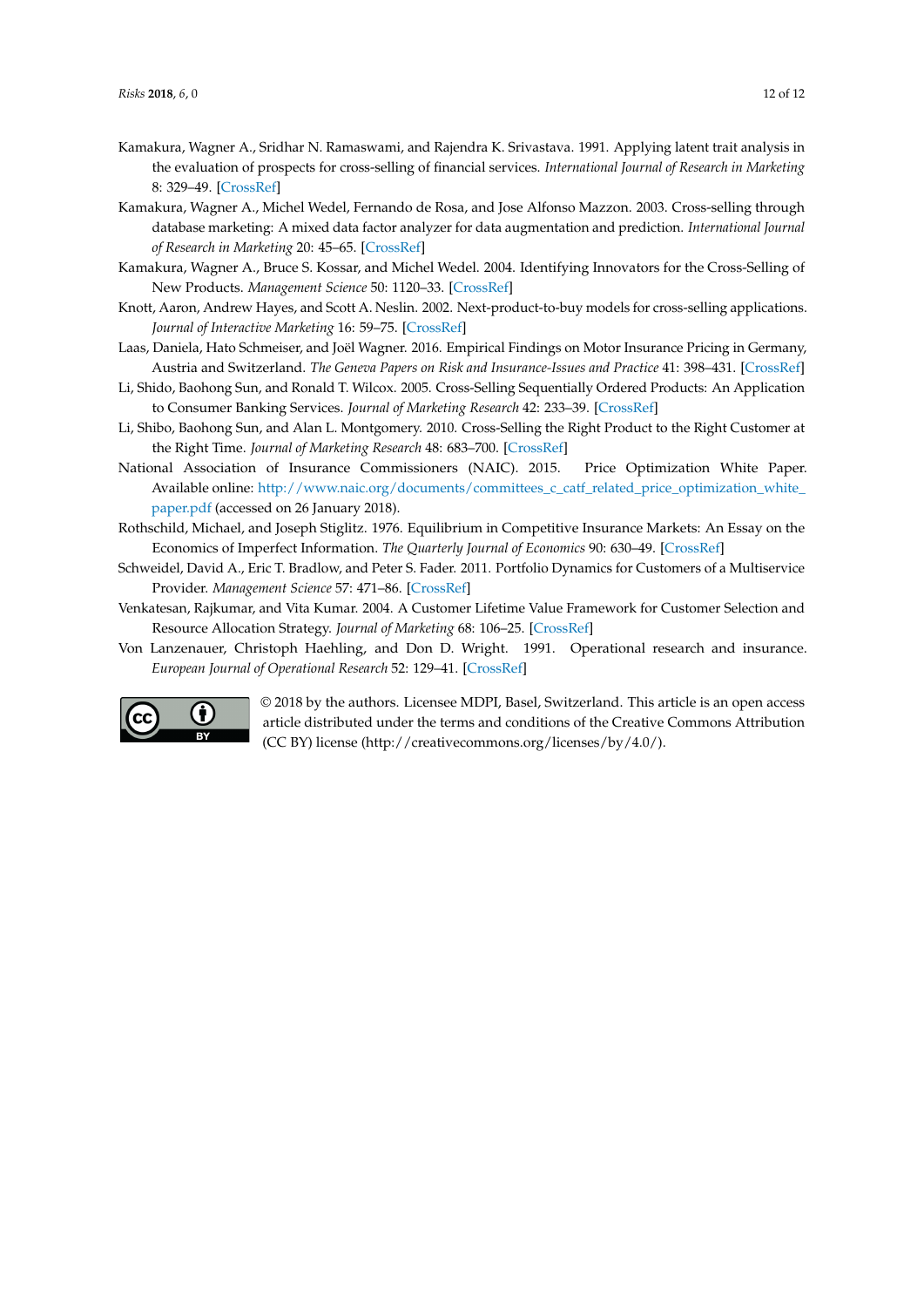Kamakura, Wagner A., Sridhar N. Ramaswami, and Rajendra K. Srivastava. 1991. Applying latent trait analysis in the evaluation of prospects for cross-selling of financial services. *International Journal of Research in Marketing* 8: 329–49. [CrossRef]

Kamakura, Wagner A., Michel Wedel, Fernando de Rosa, and Jose Alfonso Mazzon. 2003. Cross-selling through database marketing: A mixed data factor analyzer for data augmentation and prediction. *International Journal of Research in Marketing* 20: 45–65. [CrossRef]

Kamakura, Wagner A., Bruce S. Kossar, and Michel Wedel. 2004. Identifying Innovators for the Cross-Selling of New Products. *Management Science* 50: 1120–33. [CrossRef]

Knott, Aaron, Andrew Hayes, and Scott A. Neslin. 2002. Next-product-to-buy models for cross-selling applications. *Journal of Interactive Marketing* 16: 59–75. [CrossRef]

Laas, Daniela, Hato Schmeiser, and Joël Wagner. 2016. Empirical Findings on Motor Insurance Pricing in Germany, Austria and Switzerland. *The Geneva Papers on Risk and Insurance-Issues and Practice* 41: 398–431. [CrossRef]

Li, Shido, Baohong Sun, and Ronald T. Wilcox. 2005. Cross-Selling Sequentially Ordered Products: An Application to Consumer Banking Services. *Journal of Marketing Research* 42: 233–39. [CrossRef]

Li, Shibo, Baohong Sun, and Alan L. Montgomery. 2010. Cross-Selling the Right Product to the Right Customer at the Right Time. *Journal of Marketing Research* 48: 683–700. [CrossRef]

National Association of Insurance Commissioners (NAIC). 2015. Price Optimization White Paper. Available online: http://www.naic.org/documents/committees_c_catf_related_price_optimization_white_paper.pdf (accessed on 26 January 2018).

Rothschild, Michael, and Joseph Stiglitz. 1976. Equilibrium in Competitive Insurance Markets: An Essay on the Economics of Imperfect Information. *The Quarterly Journal of Economics* 90: 630–49. [CrossRef]

Schweidel, David A., Eric T. Bradlow, and Peter S. Fader. 2011. Portfolio Dynamics for Customers of a Multiservice Provider. *Management Science* 57: 471–86. [CrossRef]

Venkatesan, Rajkumar, and Vita Kumar. 2004. A Customer Lifetime Value Framework for Customer Selection and Resource Allocation Strategy. *Journal of Marketing* 68: 106–25. [CrossRef]

Von Lanzenauer, Christoph Haehling, and Don D. Wright. 1991. Operational research and insurance. *European Journal of Operational Research* 52: 129–41. [CrossRef]

© 2018 by the authors. Licensee MDPI, Basel, Switzerland. This article is an open access article distributed under the terms and conditions of the Creative Commons Attribution (CC BY) license (http://creativecommons.org/licenses/by/4.0/).